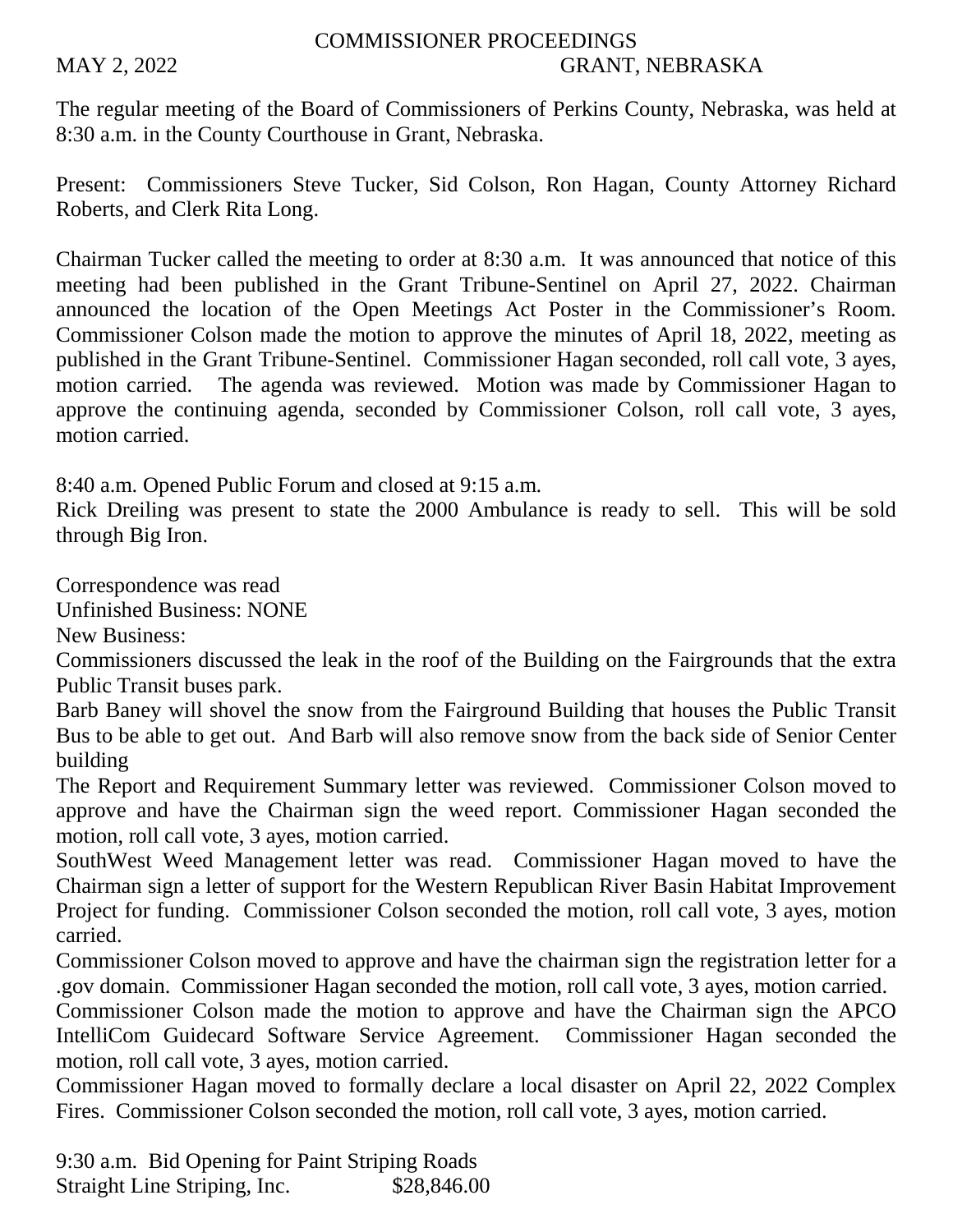# COMMISSIONER PROCEEDINGS

MAY 2, 2022 GRANT, NEBRASKA

The regular meeting of the Board of Commissioners of Perkins County, Nebraska, was held at 8:30 a.m. in the County Courthouse in Grant, Nebraska.

Present: Commissioners Steve Tucker, Sid Colson, Ron Hagan, County Attorney Richard Roberts, and Clerk Rita Long.

Chairman Tucker called the meeting to order at 8:30 a.m. It was announced that notice of this meeting had been published in the Grant Tribune-Sentinel on April 27, 2022. Chairman announced the location of the Open Meetings Act Poster in the Commissioner's Room. Commissioner Colson made the motion to approve the minutes of April 18, 2022, meeting as published in the Grant Tribune-Sentinel. Commissioner Hagan seconded, roll call vote, 3 ayes, motion carried. The agenda was reviewed. Motion was made by Commissioner Hagan to approve the continuing agenda, seconded by Commissioner Colson, roll call vote, 3 ayes, motion carried.

8:40 a.m. Opened Public Forum and closed at 9:15 a.m.
Rick Dreiling was present to state the 2000 Ambulance is ready to sell. This will be sold through Big Iron.

Correspondence was read
Unfinished Business: NONE
New Business:
Commissioners discussed the leak in the roof of the Building on the Fairgrounds that the extra Public Transit buses park.
Barb Baney will shovel the snow from the Fairground Building that houses the Public Transit Bus to be able to get out. And Barb will also remove snow from the back side of Senior Center building
The Report and Requirement Summary letter was reviewed. Commissioner Colson moved to approve and have the Chairman sign the weed report. Commissioner Hagan seconded the motion, roll call vote, 3 ayes, motion carried.
SouthWest Weed Management letter was read. Commissioner Hagan moved to have the Chairman sign a letter of support for the Western Republican River Basin Habitat Improvement Project for funding. Commissioner Colson seconded the motion, roll call vote, 3 ayes, motion carried.
Commissioner Colson moved to approve and have the chairman sign the registration letter for a .gov domain. Commissioner Hagan seconded the motion, roll call vote, 3 ayes, motion carried.
Commissioner Colson made the motion to approve and have the Chairman sign the APCO IntelliCom Guidecard Software Service Agreement. Commissioner Hagan seconded the motion, roll call vote, 3 ayes, motion carried.
Commissioner Hagan moved to formally declare a local disaster on April 22, 2022 Complex Fires. Commissioner Colson seconded the motion, roll call vote, 3 ayes, motion carried.

9:30 a.m. Bid Opening for Paint Striping Roads
Straight Line Striping, Inc. $28,846.00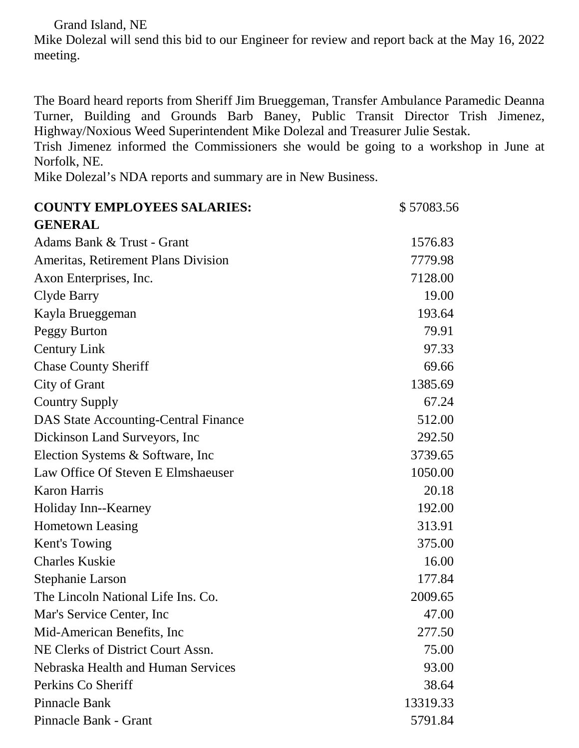Grand Island, NE

Mike Dolezal will send this bid to our Engineer for review and report back at the May 16, 2022 meeting.

The Board heard reports from Sheriff Jim Brueggeman, Transfer Ambulance Paramedic Deanna Turner, Building and Grounds Barb Baney, Public Transit Director Trish Jimenez, Highway/Noxious Weed Superintendent Mike Dolezal and Treasurer Julie Sestak.

Trish Jimenez informed the Commissioners she would be going to a workshop in June at Norfolk, NE.

Mike Dolezal's NDA reports and summary are in New Business.

| **COUNTY EMPLOYEES SALARIES:** | $ 57083.56 |
|---|---|
| **GENERAL** | |
| Adams Bank & Trust - Grant | 1576.83 |
| Ameritas, Retirement Plans Division | 7779.98 |
| Axon Enterprises, Inc. | 7128.00 |
| Clyde Barry | 19.00 |
| Kayla Brueggeman | 193.64 |
| Peggy Burton | 79.91 |
| Century Link | 97.33 |
| Chase County Sheriff | 69.66 |
| City of Grant | 1385.69 |
| Country Supply | 67.24 |
| DAS State Accounting-Central Finance | 512.00 |
| Dickinson Land Surveyors, Inc | 292.50 |
| Election Systems & Software, Inc | 3739.65 |
| Law Office Of Steven E Elmshaeuser | 1050.00 |
| Karon Harris | 20.18 |
| Holiday Inn--Kearney | 192.00 |
| Hometown Leasing | 313.91 |
| Kent's Towing | 375.00 |
| Charles Kuskie | 16.00 |
| Stephanie Larson | 177.84 |
| The Lincoln National Life Ins. Co. | 2009.65 |
| Mar's Service Center, Inc | 47.00 |
| Mid-American Benefits, Inc | 277.50 |
| NE Clerks of District Court Assn. | 75.00 |
| Nebraska Health and Human Services | 93.00 |
| Perkins Co Sheriff | 38.64 |
| Pinnacle Bank | 13319.33 |
| Pinnacle Bank - Grant | 5791.84 |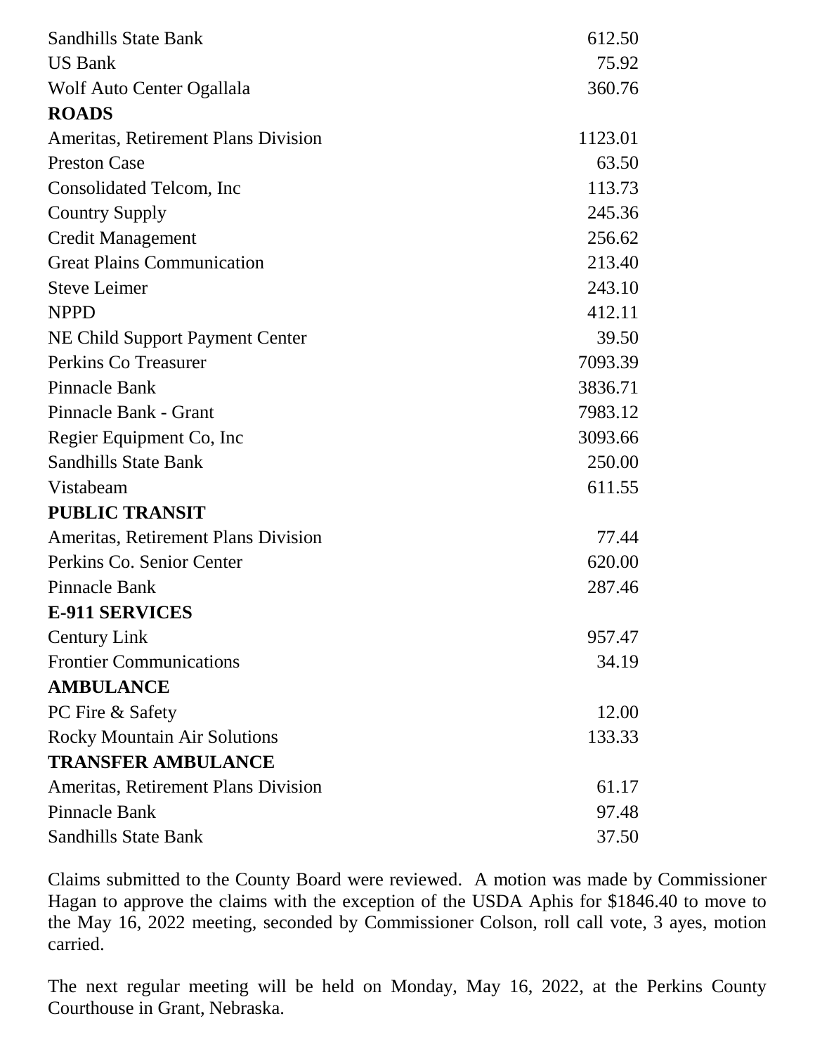| | |
|---|---|
| Sandhills State Bank | 612.50 |
| US Bank | 75.92 |
| Wolf Auto Center Ogallala | 360.76 |
| **ROADS** | |
| Ameritas, Retirement Plans Division | 1123.01 |
| Preston Case | 63.50 |
| Consolidated Telcom, Inc | 113.73 |
| Country Supply | 245.36 |
| Credit Management | 256.62 |
| Great Plains Communication | 213.40 |
| Steve Leimer | 243.10 |
| NPPD | 412.11 |
| NE Child Support Payment Center | 39.50 |
| Perkins Co Treasurer | 7093.39 |
| Pinnacle Bank | 3836.71 |
| Pinnacle Bank - Grant | 7983.12 |
| Regier Equipment Co, Inc | 3093.66 |
| Sandhills State Bank | 250.00 |
| Vistabeam | 611.55 |
| **PUBLIC TRANSIT** | |
| Ameritas, Retirement Plans Division | 77.44 |
| Perkins Co. Senior Center | 620.00 |
| Pinnacle Bank | 287.46 |
| **E-911 SERVICES** | |
| Century Link | 957.47 |
| Frontier Communications | 34.19 |
| **AMBULANCE** | |
| PC Fire & Safety | 12.00 |
| Rocky Mountain Air Solutions | 133.33 |
| **TRANSFER AMBULANCE** | |
| Ameritas, Retirement Plans Division | 61.17 |
| Pinnacle Bank | 97.48 |
| Sandhills State Bank | 37.50 |

Claims submitted to the County Board were reviewed. A motion was made by Commissioner Hagan to approve the claims with the exception of the USDA Aphis for $1846.40 to move to the May 16, 2022 meeting, seconded by Commissioner Colson, roll call vote, 3 ayes, motion carried.

The next regular meeting will be held on Monday, May 16, 2022, at the Perkins County Courthouse in Grant, Nebraska.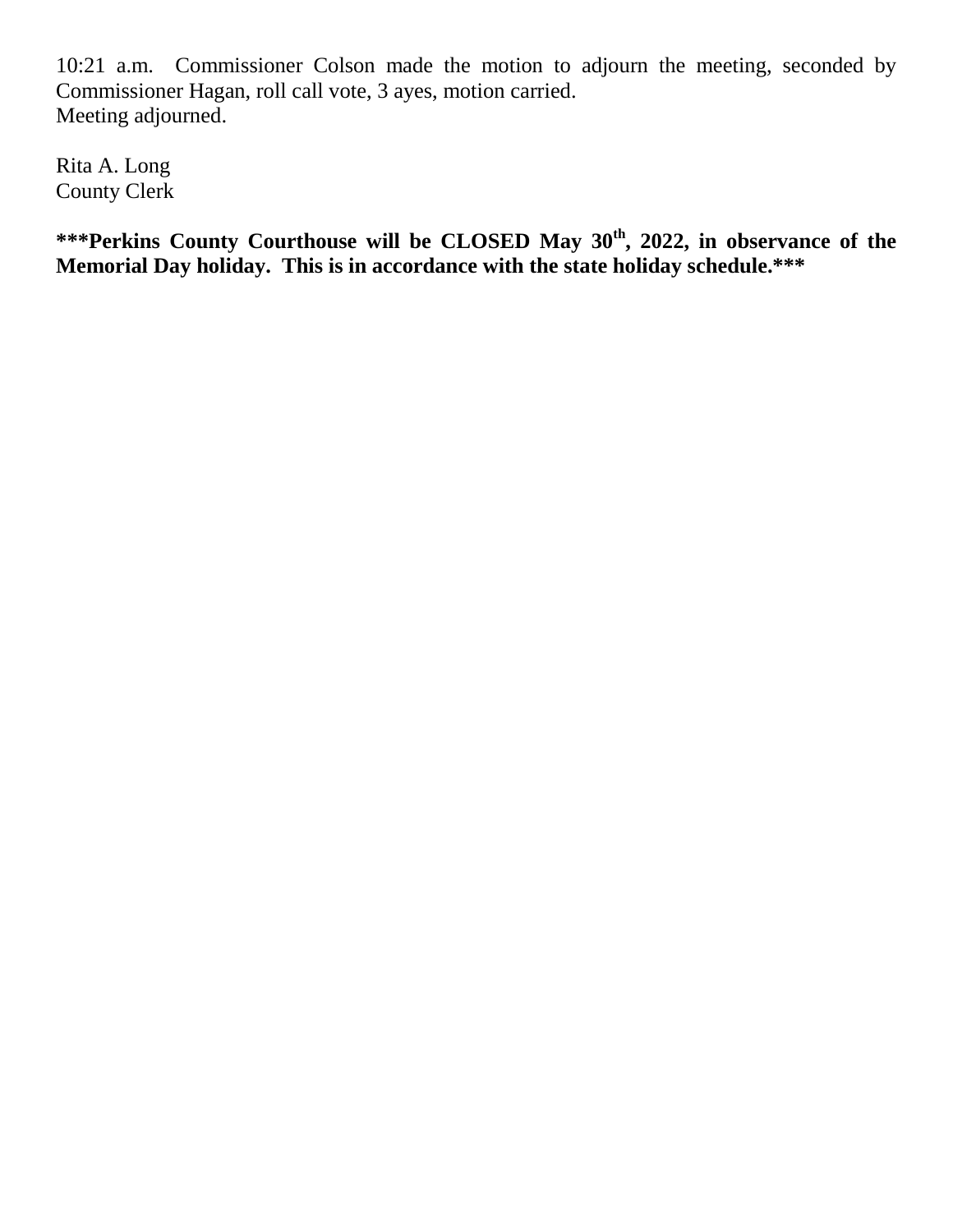10:21 a.m. Commissioner Colson made the motion to adjourn the meeting, seconded by Commissioner Hagan, roll call vote, 3 ayes, motion carried.
Meeting adjourned.

Rita A. Long
County Clerk

**\*\*\*Perkins County Courthouse will be CLOSED May 30th, 2022, in observance of the Memorial Day holiday. This is in accordance with the state holiday schedule.\*\*\***